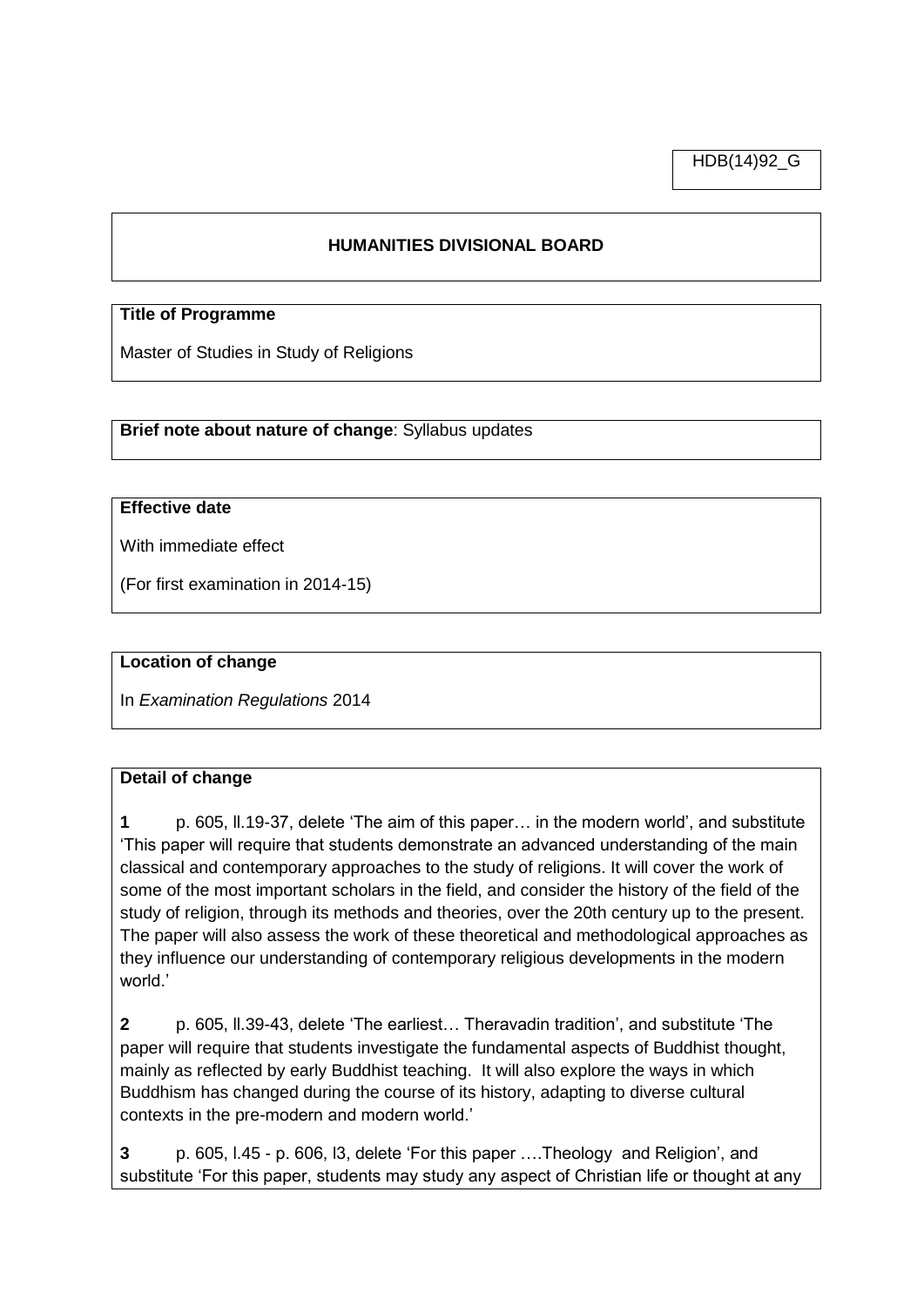HDB(14)92_G

## HUMANITIES DIVISIONAL BOARD

**Title of Programme**

Master of Studies in Study of Religions

**Brief note about nature of change**: Syllabus updates

**Effective date**

With immediate effect

(For first examination in 2014-15)

**Location of change**

In *Examination Regulations* 2014

**Detail of change**

**1** p. 605, ll.19-37, delete 'The aim of this paper… in the modern world', and substitute 'This paper will require that students demonstrate an advanced understanding of the main classical and contemporary approaches to the study of religions. It will cover the work of some of the most important scholars in the field, and consider the history of the field of the study of religion, through its methods and theories, over the 20th century up to the present. The paper will also assess the work of these theoretical and methodological approaches as they influence our understanding of contemporary religious developments in the modern world.'

**2** p. 605, ll.39-43, delete 'The earliest… Theravadin tradition', and substitute 'The paper will require that students investigate the fundamental aspects of Buddhist thought, mainly as reflected by early Buddhist teaching. It will also explore the ways in which Buddhism has changed during the course of its history, adapting to diverse cultural contexts in the pre-modern and modern world.'

**3** p. 605, l.45 - p. 606, l3, delete 'For this paper ….Theology and Religion', and substitute 'For this paper, students may study any aspect of Christian life or thought at any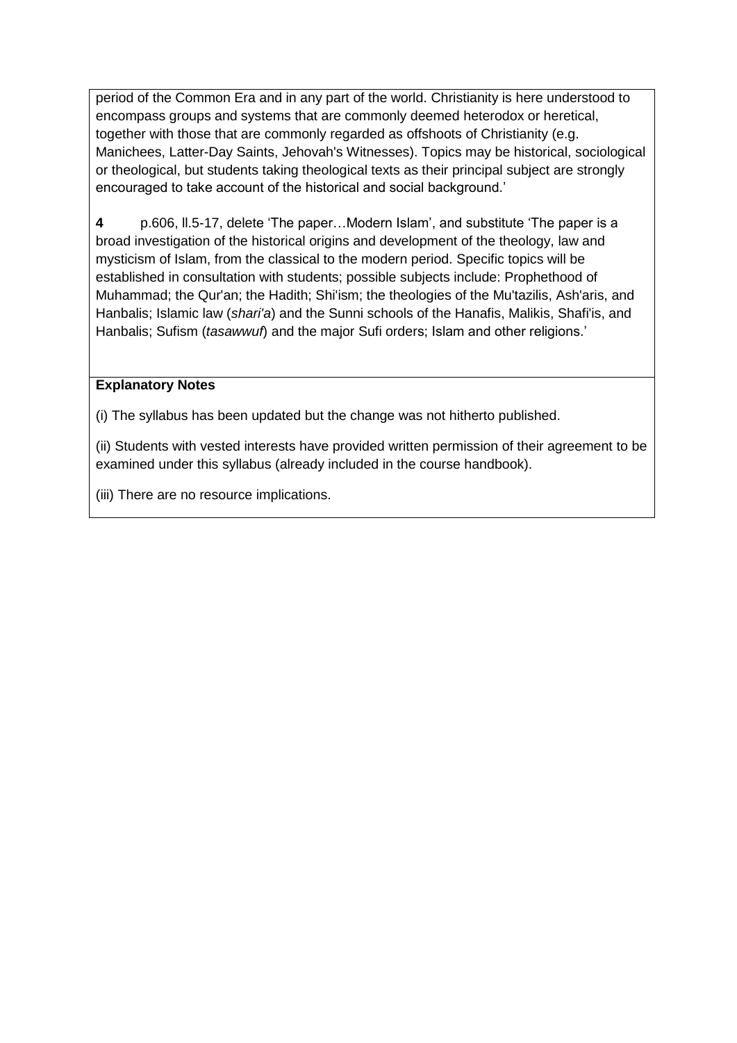period of the Common Era and in any part of the world. Christianity is here understood to encompass groups and systems that are commonly deemed heterodox or heretical, together with those that are commonly regarded as offshoots of Christianity (e.g. Manichees, Latter-Day Saints, Jehovah's Witnesses). Topics may be historical, sociological or theological, but students taking theological texts as their principal subject are strongly encouraged to take account of the historical and social background.'

**4** p.606, ll.5-17, delete 'The paper…Modern Islam', and substitute 'The paper is a broad investigation of the historical origins and development of the theology, law and mysticism of Islam, from the classical to the modern period. Specific topics will be established in consultation with students; possible subjects include: Prophethood of Muhammad; the Qur'an; the Hadith; Shi'ism; the theologies of the Mu'tazilis, Ash'aris, and Hanbalis; Islamic law (*shari'a*) and the Sunni schools of the Hanafis, Malikis, Shafi'is, and Hanbalis; Sufism (*tasawwuf*) and the major Sufi orders; Islam and other religions.'

**Explanatory Notes**

(i) The syllabus has been updated but the change was not hitherto published.

(ii) Students with vested interests have provided written permission of their agreement to be examined under this syllabus (already included in the course handbook).

(iii) There are no resource implications.